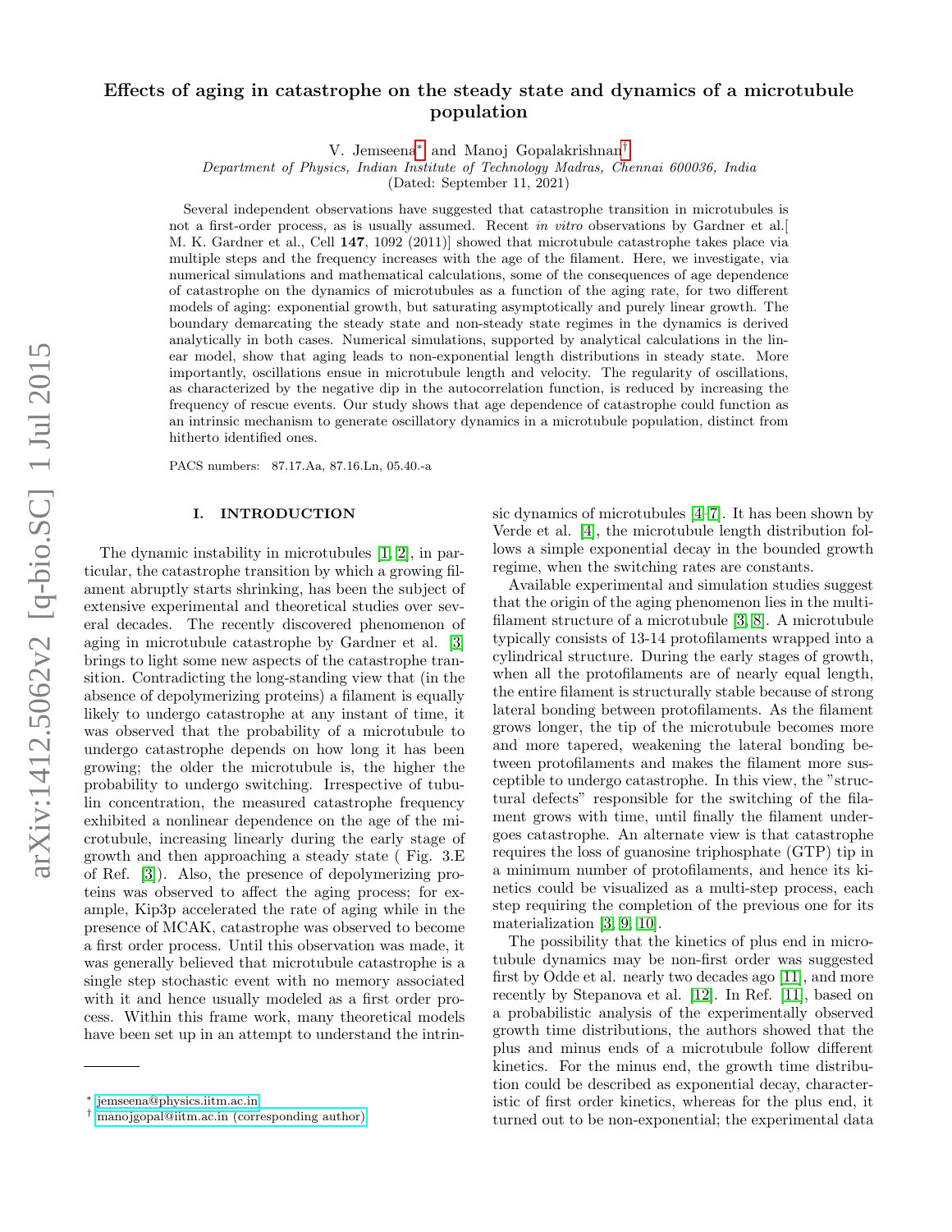# Effects of aging in catastrophe on the steady state and dynamics of a microtubule population

V. Jemseena[*] and Manoj Gopalakrishnan[†]

*Department of Physics, Indian Institute of Technology Madras, Chennai 600036, India*

(Dated: September 11, 2021)

Several independent observations have suggested that catastrophe transition in microtubules is not a first-order process, as is usually assumed. Recent *in vitro* observations by Gardner et al.[ M. K. Gardner et al., Cell **147**, 1092 (2011)] showed that microtubule catastrophe takes place via multiple steps and the frequency increases with the age of the filament. Here, we investigate, via numerical simulations and mathematical calculations, some of the consequences of age dependence of catastrophe on the dynamics of microtubules as a function of the aging rate, for two different models of aging: exponential growth, but saturating asymptotically and purely linear growth. The boundary demarcating the steady state and non-steady state regimes in the dynamics is derived analytically in both cases. Numerical simulations, supported by analytical calculations in the linear model, show that aging leads to non-exponential length distributions in steady state. More importantly, oscillations ensue in microtubule length and velocity. The regularity of oscillations, as characterized by the negative dip in the autocorrelation function, is reduced by increasing the frequency of rescue events. Our study shows that age dependence of catastrophe could function as an intrinsic mechanism to generate oscillatory dynamics in a microtubule population, distinct from hitherto identified ones.

PACS numbers: 87.17.Aa, 87.16.Ln, 05.40.-a

## I. INTRODUCTION

The dynamic instability in microtubules [1, 2], in particular, the catastrophe transition by which a growing filament abruptly starts shrinking, has been the subject of extensive experimental and theoretical studies over several decades. The recently discovered phenomenon of aging in microtubule catastrophe by Gardner et al. [3] brings to light some new aspects of the catastrophe transition. Contradicting the long-standing view that (in the absence of depolymerizing proteins) a filament is equally likely to undergo catastrophe at any instant of time, it was observed that the probability of a microtubule to undergo catastrophe depends on how long it has been growing; the older the microtubule is, the higher the probability to undergo switching. Irrespective of tubulin concentration, the measured catastrophe frequency exhibited a nonlinear dependence on the age of the microtubule, increasing linearly during the early stage of growth and then approaching a steady state ( Fig. 3.E of Ref. [3]). Also, the presence of depolymerizing proteins was observed to affect the aging process; for example, Kip3p accelerated the rate of aging while in the presence of MCAK, catastrophe was observed to become a first order process. Until this observation was made, it was generally believed that microtubule catastrophe is a single step stochastic event with no memory associated with it and hence usually modeled as a first order process. Within this frame work, many theoretical models have been set up in an attempt to understand the intrinsic dynamics of microtubules [4–7]. It has been shown by Verde et al. [4], the microtubule length distribution follows a simple exponential decay in the bounded growth regime, when the switching rates are constants.

Available experimental and simulation studies suggest that the origin of the aging phenomenon lies in the multi-filament structure of a microtubule [3, 8]. A microtubule typically consists of 13-14 protofilaments wrapped into a cylindrical structure. During the early stages of growth, when all the protofilaments are of nearly equal length, the entire filament is structurally stable because of strong lateral bonding between protofilaments. As the filament grows longer, the tip of the microtubule becomes more and more tapered, weakening the lateral bonding between protofilaments and makes the filament more susceptible to undergo catastrophe. In this view, the "structural defects" responsible for the switching of the filament grows with time, until finally the filament undergoes catastrophe. An alternate view is that catastrophe requires the loss of guanosine triphosphate (GTP) tip in a minimum number of protofilaments, and hence its kinetics could be visualized as a multi-step process, each step requiring the completion of the previous one for its materialization [3, 9, 10].

The possibility that the kinetics of plus end in microtubule dynamics may be non-first order was suggested first by Odde et al. nearly two decades ago [11], and more recently by Stepanova et al. [12]. In Ref. [11], based on a probabilistic analysis of the experimentally observed growth time distributions, the authors showed that the plus and minus ends of a microtubule follow different kinetics. For the minus end, the growth time distribution could be described as exponential decay, characteristic of first order kinetics, whereas for the plus end, it turned out to be non-exponential; the experimental data

[*] jemseena@physics.iitm.ac.in
[†] manojgopal@iitm.ac.in (corresponding author)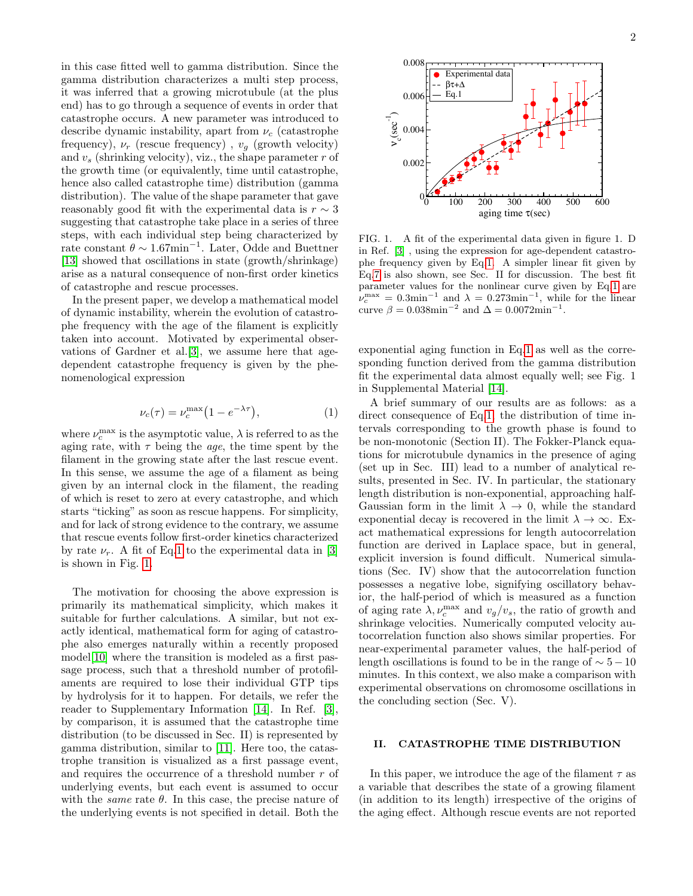in this case fitted well to gamma distribution. Since the gamma distribution characterizes a multi step process, it was inferred that a growing microtubule (at the plus end) has to go through a sequence of events in order that catastrophe occurs. A new parameter was introduced to describe dynamic instability, apart from $\nu_c$ (catastrophe frequency), $\nu_r$ (rescue frequency) , $v_g$ (growth velocity) and $v_s$ (shrinking velocity), viz., the shape parameter $r$ of the growth time (or equivalently, time until catastrophe, hence also called catastrophe time) distribution (gamma distribution). The value of the shape parameter that gave reasonably good fit with the experimental data is $r \sim 3$ suggesting that catastrophe take place in a series of three steps, with each individual step being characterized by rate constant $\theta \sim 1.67\text{min}^{-1}$. Later, Odde and Buettner [13] showed that oscillations in state (growth/shrinkage) arise as a natural consequence of non-first order kinetics of catastrophe and rescue processes.

In the present paper, we develop a mathematical model of dynamic instability, wherein the evolution of catastrophe frequency with the age of the filament is explicitly taken into account. Motivated by experimental observations of Gardner et al.[3], we assume here that age-dependent catastrophe frequency is given by the phenomenological expression

$$\nu_c(\tau) = \nu_c^{\max}\big(1 - e^{-\lambda\tau}\big), \tag{1}$$

where $\nu_c^{\max}$ is the asymptotic value, $\lambda$ is referred to as the aging rate, with $\tau$ being the *age*, the time spent by the filament in the growing state after the last rescue event. In this sense, we assume the age of a filament as being given by an internal clock in the filament, the reading of which is reset to zero at every catastrophe, and which starts "ticking" as soon as rescue happens. For simplicity, and for lack of strong evidence to the contrary, we assume that rescue events follow first-order kinetics characterized by rate $\nu_r$. A fit of Eq.1 to the experimental data in [3] is shown in Fig. 1.

FIG. 1. A fit of the experimental data given in figure 1. D in Ref. [3] , using the expression for age-dependent catastrophe frequency given by Eq.1. A simpler linear fit given by Eq.7 is also shown, see Sec. II for discussion. The best fit parameter values for the nonlinear curve given by Eq.1 are $\nu_c^{\max} = 0.3\text{min}^{-1}$ and $\lambda = 0.273\text{min}^{-1}$, while for the linear curve $\beta = 0.038\text{min}^{-2}$ and $\Delta = 0.0072\text{min}^{-1}$.

The motivation for choosing the above expression is primarily its mathematical simplicity, which makes it suitable for further calculations. A similar, but not exactly identical, mathematical form for aging of catastrophe also emerges naturally within a recently proposed model[10] where the transition is modeled as a first passage process, such that a threshold number of protofilaments are required to lose their individual GTP tips by hydrolysis for it to happen. For details, we refer the reader to Supplementary Information [14]. In Ref. [3], by comparison, it is assumed that the catastrophe time distribution (to be discussed in Sec. II) is represented by gamma distribution, similar to [11]. Here too, the catastrophe transition is visualized as a first passage event, and requires the occurrence of a threshold number $r$ of underlying events, but each event is assumed to occur with the *same* rate $\theta$. In this case, the precise nature of the underlying events is not specified in detail. Both the exponential aging function in Eq.1 as well as the corresponding function derived from the gamma distribution fit the experimental data almost equally well; see Fig. 1 in Supplemental Material [14].

A brief summary of our results are as follows: as a direct consequence of Eq.1, the distribution of time intervals corresponding to the growth phase is found to be non-monotonic (Section II). The Fokker-Planck equations for microtubule dynamics in the presence of aging (set up in Sec. III) lead to a number of analytical results, presented in Sec. IV. In particular, the stationary length distribution is non-exponential, approaching half-Gaussian form in the limit $\lambda \to 0$, while the standard exponential decay is recovered in the limit $\lambda \to \infty$. Exact mathematical expressions for length autocorrelation function are derived in Laplace space, but in general, explicit inversion is found difficult. Numerical simulations (Sec. IV) show that the autocorrelation function possesses a negative lobe, signifying oscillatory behavior, the half-period of which is measured as a function of aging rate $\lambda, \nu_c^{\max}$ and $v_g/v_s$, the ratio of growth and shrinkage velocities. Numerically computed velocity autocorrelation function also shows similar properties. For near-experimental parameter values, the half-period of length oscillations is found to be in the range of $\sim 5-10$ minutes. In this context, we also make a comparison with experimental observations on chromosome oscillations in the concluding section (Sec. V).

## II. CATASTROPHE TIME DISTRIBUTION

In this paper, we introduce the age of the filament $\tau$ as a variable that describes the state of a growing filament (in addition to its length) irrespective of the origins of the aging effect. Although rescue events are not reported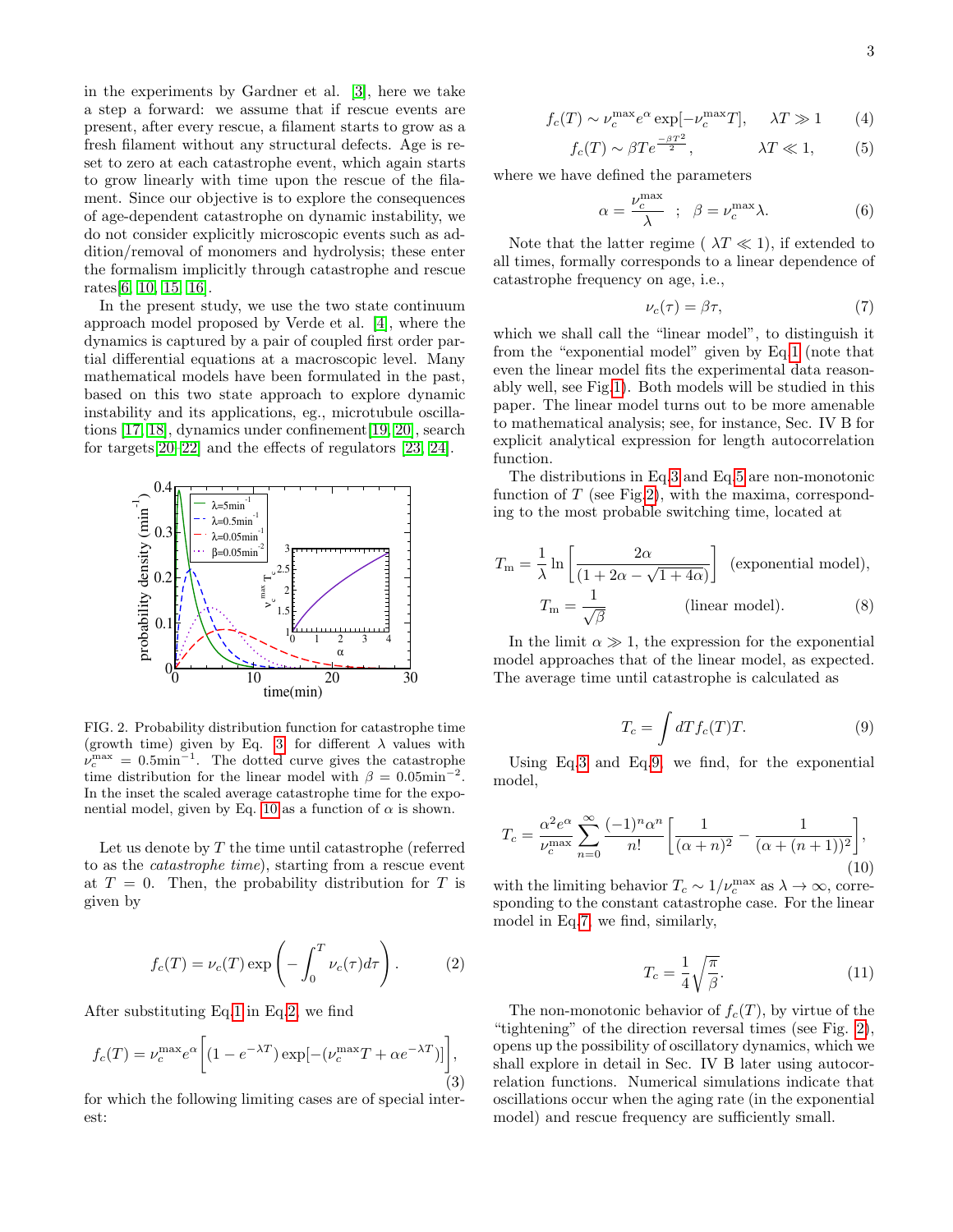in the experiments by Gardner et al. [3], here we take a step a forward: we assume that if rescue events are present, after every rescue, a filament starts to grow as a fresh filament without any structural defects. Age is reset to zero at each catastrophe event, which again starts to grow linearly with time upon the rescue of the filament. Since our objective is to explore the consequences of age-dependent catastrophe on dynamic instability, we do not consider explicitly microscopic events such as addition/removal of monomers and hydrolysis; these enter the formalism implicitly through catastrophe and rescue rates[6, 10, 15, 16].

In the present study, we use the two state continuum approach model proposed by Verde et al. [4], where the dynamics is captured by a pair of coupled first order partial differential equations at a macroscopic level. Many mathematical models have been formulated in the past, based on this two state approach to explore dynamic instability and its applications, eg., microtubule oscillations [17, 18], dynamics under confinement[19, 20], search for targets[20–22] and the effects of regulators [23, 24].

FIG. 2. Probability distribution function for catastrophe time (growth time) given by Eq. 3 for different $\lambda$ values with $\nu_c^{\max} = 0.5\text{min}^{-1}$. The dotted curve gives the catastrophe time distribution for the linear model with $\beta = 0.05\text{min}^{-2}$. In the inset the scaled average catastrophe time for the exponential model, given by Eq. 10 as a function of $\alpha$ is shown.

Let us denote by $T$ the time until catastrophe (referred to as the *catastrophe time*), starting from a rescue event at $T = 0$. Then, the probability distribution for $T$ is given by

$$f_c(T) = \nu_c(T) \exp\left( -\int_0^T \nu_c(\tau) d\tau \right). \tag{2}$$

After substituting Eq.1 in Eq.2, we find

$$f_c(T) = \nu_c^{\max} e^{\alpha} \left[ (1 - e^{-\lambda T}) \exp[-(\nu_c^{\max} T + \alpha e^{-\lambda T})] \right], \tag{3}$$

for which the following limiting cases are of special interest:

$$f_c(T) \sim \nu_c^{\max} e^{\alpha} \exp[-\nu_c^{\max} T], \quad \lambda T \gg 1 \tag{4}$$

$$f_c(T) \sim \beta T e^{\frac{-\beta T^2}{2}}, \quad \lambda T \ll 1, \tag{5}$$

where we have defined the parameters

$$\alpha = \frac{\nu_c^{\max}}{\lambda} \quad ; \quad \beta = \nu_c^{\max} \lambda. \tag{6}$$

Note that the latter regime ( $\lambda T \ll 1$), if extended to all times, formally corresponds to a linear dependence of catastrophe frequency on age, i.e.,

$$\nu_c(\tau) = \beta \tau, \tag{7}$$

which we shall call the "linear model", to distinguish it from the "exponential model" given by Eq.1 (note that even the linear model fits the experimental data reasonably well, see Fig.1). Both models will be studied in this paper. The linear model turns out to be more amenable to mathematical analysis; see, for instance, Sec. IV B for explicit analytical expression for length autocorrelation function.

The distributions in Eq.3 and Eq.5 are non-monotonic function of $T$ (see Fig.2), with the maxima, corresponding to the most probable switching time, located at

$$T_{\rm m} = \frac{1}{\lambda} \ln \left[ \frac{2\alpha}{(1 + 2\alpha - \sqrt{1 + 4\alpha})} \right] \quad \text{(exponential model)},$$

$$T_{\rm m} = \frac{1}{\sqrt{\beta}} \quad \text{(linear model)}. \tag{8}$$

In the limit $\alpha \gg 1$, the expression for the exponential model approaches that of the linear model, as expected. The average time until catastrophe is calculated as

$$T_c = \int dT f_c(T) T. \tag{9}$$

Using Eq.3 and Eq.9, we find, for the exponential model,

$$T_c = \frac{\alpha^2 e^{\alpha}}{\nu_c^{\max}} \sum_{n=0}^{\infty} \frac{(-1)^n \alpha^n}{n!} \left[ \frac{1}{(\alpha + n)^2} - \frac{1}{(\alpha + (n+1))^2} \right], \tag{10}$$

with the limiting behavior $T_c \sim 1/\nu_c^{\max}$ as $\lambda \to \infty$, corresponding to the constant catastrophe case. For the linear model in Eq.7, we find, similarly,

$$T_c = \frac{1}{4} \sqrt{\frac{\pi}{\beta}}. \tag{11}$$

The non-monotonic behavior of $f_c(T)$, by virtue of the "tightening" of the direction reversal times (see Fig. 2), opens up the possibility of oscillatory dynamics, which we shall explore in detail in Sec. IV B later using autocorrelation functions. Numerical simulations indicate that oscillations occur when the aging rate (in the exponential model) and rescue frequency are sufficiently small.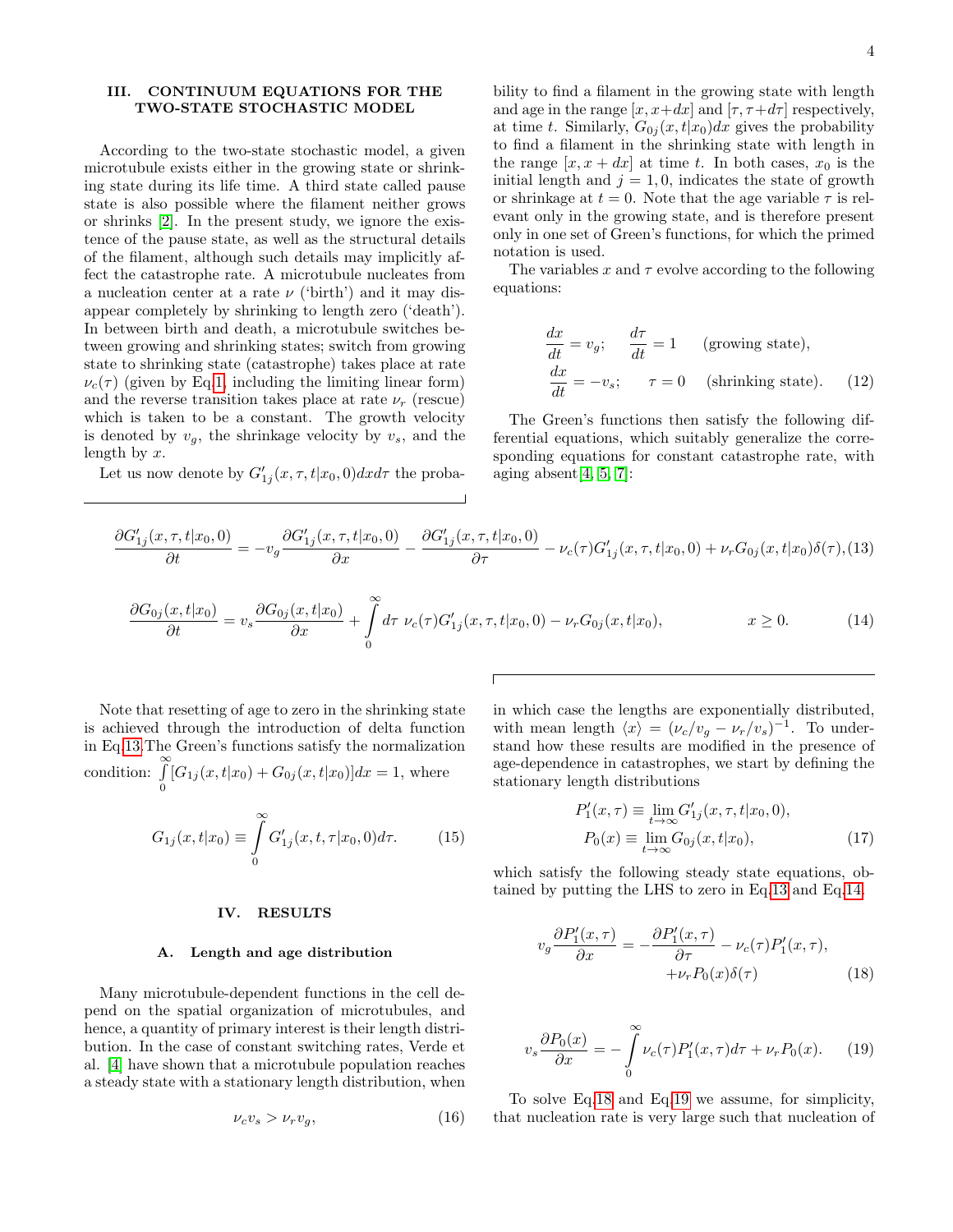## III. CONTINUUM EQUATIONS FOR THE TWO-STATE STOCHASTIC MODEL

According to the two-state stochastic model, a given microtubule exists either in the growing state or shrinking state during its life time. A third state called pause state is also possible where the filament neither grows or shrinks [2]. In the present study, we ignore the existence of the pause state, as well as the structural details of the filament, although such details may implicitly affect the catastrophe rate. A microtubule nucleates from a nucleation center at a rate $\nu$ ('birth') and it may disappear completely by shrinking to length zero ('death'). In between birth and death, a microtubule switches between growing and shrinking states; switch from growing state to shrinking state (catastrophe) takes place at rate $\nu_c(\tau)$ (given by Eq.1, including the limiting linear form) and the reverse transition takes place at rate $\nu_r$ (rescue) which is taken to be a constant. The growth velocity is denoted by $v_g$, the shrinkage velocity by $v_s$, and the length by $x$.

Let us now denote by $G'_{1j}(x,\tau,t|x_0,0)dxd\tau$ the probability to find a filament in the growing state with length and age in the range $[x, x+dx]$ and $[\tau, \tau+d\tau]$ respectively, at time $t$. Similarly, $G_{0j}(x,t|x_0)dx$ gives the probability to find a filament in the shrinking state with length in the range $[x, x+dx]$ at time $t$. In both cases, $x_0$ is the initial length and $j = 1, 0$, indicates the state of growth or shrinkage at $t = 0$. Note that the age variable $\tau$ is relevant only in the growing state, and is therefore present only in one set of Green's functions, for which the primed notation is used.

The variables $x$ and $\tau$ evolve according to the following equations:

$$
\begin{aligned}
\frac{dx}{dt} &= v_g; \quad \frac{d\tau}{dt} = 1 \quad \text{(growing state)},\\
\frac{dx}{dt} &= -v_s; \quad \tau = 0 \quad \text{(shrinking state)}.
\end{aligned} \tag{12}
$$

The Green's functions then satisfy the following differential equations, which suitably generalize the corresponding equations for constant catastrophe rate, with aging absent[4, 5, 7]:

$$
\frac{\partial G'_{1j}(x,\tau,t|x_0,0)}{\partial t} = -v_g\frac{\partial G'_{1j}(x,\tau,t|x_0,0)}{\partial x} - \frac{\partial G'_{1j}(x,\tau,t|x_0,0)}{\partial \tau} - \nu_c(\tau)G'_{1j}(x,\tau,t|x_0,0) + \nu_r G_{0j}(x,t|x_0)\delta(\tau), \tag{13}
$$

$$
\frac{\partial G_{0j}(x,t|x_0)}{\partial t} = v_s\frac{\partial G_{0j}(x,t|x_0)}{\partial x} + \int_0^\infty d\tau \; \nu_c(\tau)G'_{1j}(x,\tau,t|x_0,0) - \nu_r G_{0j}(x,t|x_0), \qquad x \geq 0. \tag{14}
$$

Note that resetting of age to zero in the shrinking state is achieved through the introduction of delta function in Eq.13 The Green's functions satisfy the normalization condition: $\int_0^\infty [G_{1j}(x,t|x_0) + G_{0j}(x,t|x_0)]dx = 1$, where

$$
G_{1j}(x,t|x_0) \equiv \int_0^\infty G'_{1j}(x,t,\tau|x_0,0)d\tau. \tag{15}
$$

## IV. RESULTS

### A. Length and age distribution

Many microtubule-dependent functions in the cell depend on the spatial organization of microtubules, and hence, a quantity of primary interest is their length distribution. In the case of constant switching rates, Verde et al. [4] have shown that a microtubule population reaches a steady state with a stationary length distribution, when

$$
\nu_c v_s > \nu_r v_g, \tag{16}
$$

in which case the lengths are exponentially distributed, with mean length $\langle x\rangle = (\nu_c/v_g - \nu_r/v_s)^{-1}$. To understand how these results are modified in the presence of age-dependence in catastrophes, we start by defining the stationary length distributions

$$
\begin{aligned}
P'_1(x,\tau) &\equiv \lim_{t\to\infty} G'_{1j}(x,\tau,t|x_0,0),\\
P_0(x) &\equiv \lim_{t\to\infty} G_{0j}(x,t|x_0),
\end{aligned} \tag{17}
$$

which satisfy the following steady state equations, obtained by putting the LHS to zero in Eq.13 and Eq.14.

$$
\begin{aligned}
v_g\frac{\partial P'_1(x,\tau)}{\partial x} = &-\frac{\partial P'_1(x,\tau)}{\partial \tau} - \nu_c(\tau)P'_1(x,\tau),\\
&+\nu_r P_0(x)\delta(\tau)
\end{aligned} \tag{18}
$$

$$
v_s\frac{\partial P_0(x)}{\partial x} = -\int_0^\infty \nu_c(\tau)P'_1(x,\tau)d\tau + \nu_r P_0(x). \tag{19}
$$

To solve Eq.18 and Eq.19 we assume, for simplicity, that nucleation rate is very large such that nucleation of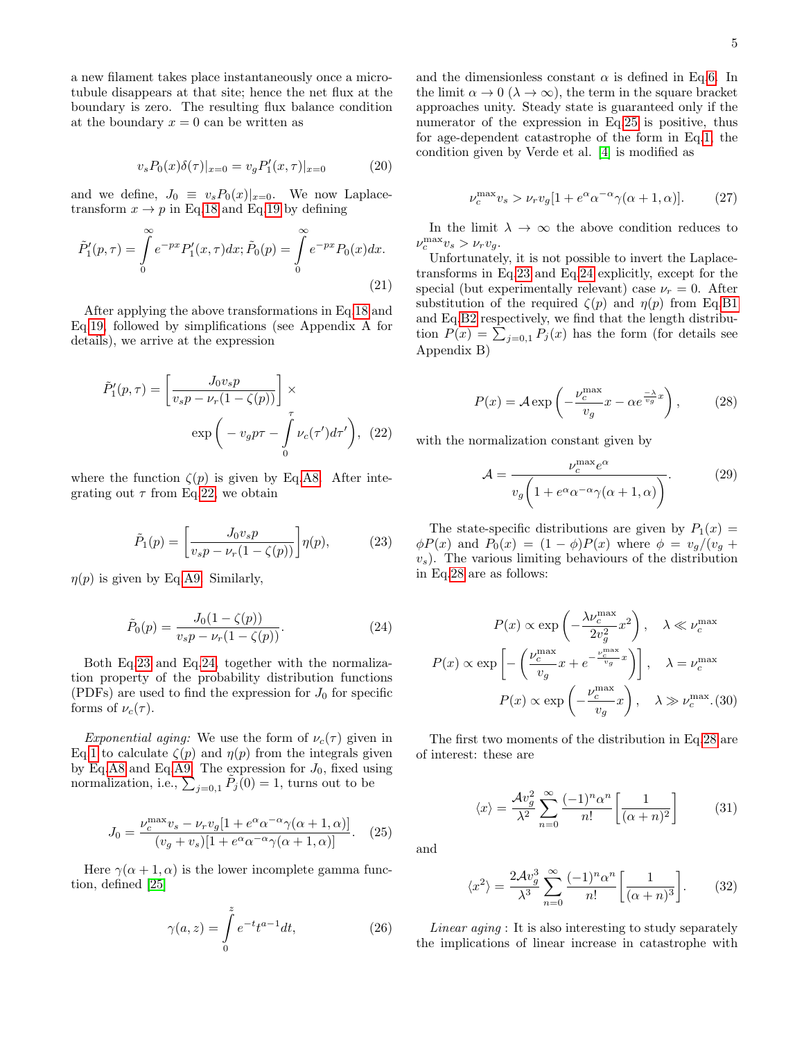a new filament takes place instantaneously once a microtubule disappears at that site; hence the net flux at the boundary is zero. The resulting flux balance condition at the boundary $x = 0$ can be written as

$$v_s P_0(x)\delta(\tau)|_{x=0} = v_g P_1'(x,\tau)|_{x=0} \quad (20)$$

and we define, $J_0 \equiv v_s P_0(x)|_{x=0}$. We now Laplace-transform $x \to p$ in Eq.18 and Eq.19 by defining

$$\tilde{P}_1'(p,\tau) = \int_0^\infty e^{-px} P_1'(x,\tau)dx; \tilde{P}_0(p) = \int_0^\infty e^{-px} P_0(x)dx. \quad (21)$$

After applying the above transformations in Eq.18 and Eq.19, followed by simplifications (see Appendix A for details), we arrive at the expression

$$\tilde{P}_1'(p,\tau) = \left[\frac{J_0 v_s p}{v_s p - \nu_r(1-\zeta(p))}\right] \times \exp\left(-v_g p\tau - \int_0^\tau \nu_c(\tau')d\tau'\right), \quad (22)$$

where the function $\zeta(p)$ is given by Eq.A8. After integrating out $\tau$ from Eq.22, we obtain

$$\tilde{P}_1(p) = \left[\frac{J_0 v_s p}{v_s p - \nu_r(1-\zeta(p))}\right]\eta(p), \quad (23)$$

$\eta(p)$ is given by Eq.A9. Similarly,

$$\tilde{P}_0(p) = \frac{J_0(1-\zeta(p))}{v_s p - \nu_r(1-\zeta(p))}. \quad (24)$$

Both Eq.23 and Eq.24, together with the normalization property of the probability distribution functions (PDFs) are used to find the expression for $J_0$ for specific forms of $\nu_c(\tau)$.

*Exponential aging:* We use the form of $\nu_c(\tau)$ given in Eq.1 to calculate $\zeta(p)$ and $\eta(p)$ from the integrals given by Eq.A8 and Eq.A9. The expression for $J_0$, fixed using normalization, i.e., $\sum_{j=0,1}\tilde{P}_j(0) = 1$, turns out to be

$$J_0 = \frac{\nu_c^{\max} v_s - \nu_r v_g[1 + e^\alpha \alpha^{-\alpha}\gamma(\alpha+1,\alpha)]}{(v_g + v_s)[1 + e^\alpha\alpha^{-\alpha}\gamma(\alpha+1,\alpha)]}. \quad (25)$$

Here $\gamma(\alpha+1,\alpha)$ is the lower incomplete gamma function, defined [25]

$$\gamma(a,z) = \int_0^z e^{-t}t^{a-1}dt, \quad (26)$$

and the dimensionless constant $\alpha$ is defined in Eq.6. In the limit $\alpha \to 0$ ($\lambda \to \infty$), the term in the square bracket approaches unity. Steady state is guaranteed only if the numerator of the expression in Eq.25 is positive, thus for age-dependent catastrophe of the form in Eq.1, the condition given by Verde et al. [4] is modified as

$$\nu_c^{\max} v_s > \nu_r v_g[1 + e^\alpha\alpha^{-\alpha}\gamma(\alpha+1,\alpha)]. \quad (27)$$

In the limit $\lambda \to \infty$ the above condition reduces to $\nu_c^{\max} v_s > \nu_r v_g$.

Unfortunately, it is not possible to invert the Laplace-transforms in Eq.23 and Eq.24 explicitly, except for the special (but experimentally relevant) case $\nu_r = 0$. After substitution of the required $\zeta(p)$ and $\eta(p)$ from Eq.B1 and Eq.B2 respectively, we find that the length distribution $P(x) = \sum_{j=0,1} P_j(x)$ has the form (for details see Appendix B)

$$P(x) = \mathcal{A}\exp\left(-\frac{\nu_c^{\max}}{v_g}x - \alpha e^{\frac{-\lambda}{v_g}x}\right), \quad (28)$$

with the normalization constant given by

$$\mathcal{A} = \frac{\nu_c^{\max}e^\alpha}{v_g\left(1 + e^\alpha\alpha^{-\alpha}\gamma(\alpha+1,\alpha)\right)}. \quad (29)$$

The state-specific distributions are given by $P_1(x) = \phi P(x)$ and $P_0(x) = (1-\phi)P(x)$ where $\phi = v_g/(v_g + v_s)$. The various limiting behaviours of the distribution in Eq.28 are as follows:

$$\begin{aligned} P(x) &\propto \exp\left(-\frac{\lambda\nu_c^{\max}}{2v_g^2}x^2\right), \quad \lambda \ll \nu_c^{\max} \\ P(x) &\propto \exp\left[-\left(\frac{\nu_c^{\max}}{v_g}x + e^{-\frac{\nu_c^{\max}}{v_g}x}\right)\right], \quad \lambda = \nu_c^{\max} \\ P(x) &\propto \exp\left(-\frac{\nu_c^{\max}}{v_g}x\right), \quad \lambda \gg \nu_c^{\max}. \end{aligned} \quad (30)$$

The first two moments of the distribution in Eq.28 are of interest: these are

$$\langle x\rangle = \frac{\mathcal{A}v_g^2}{\lambda^2}\sum_{n=0}^\infty \frac{(-1)^n\alpha^n}{n!}\left[\frac{1}{(\alpha+n)^2}\right] \quad (31)$$

and

$$\langle x^2\rangle = \frac{2\mathcal{A}v_g^3}{\lambda^3}\sum_{n=0}^\infty \frac{(-1)^n\alpha^n}{n!}\left[\frac{1}{(\alpha+n)^3}\right]. \quad (32)$$

*Linear aging* : It is also interesting to study separately the implications of linear increase in catastrophe with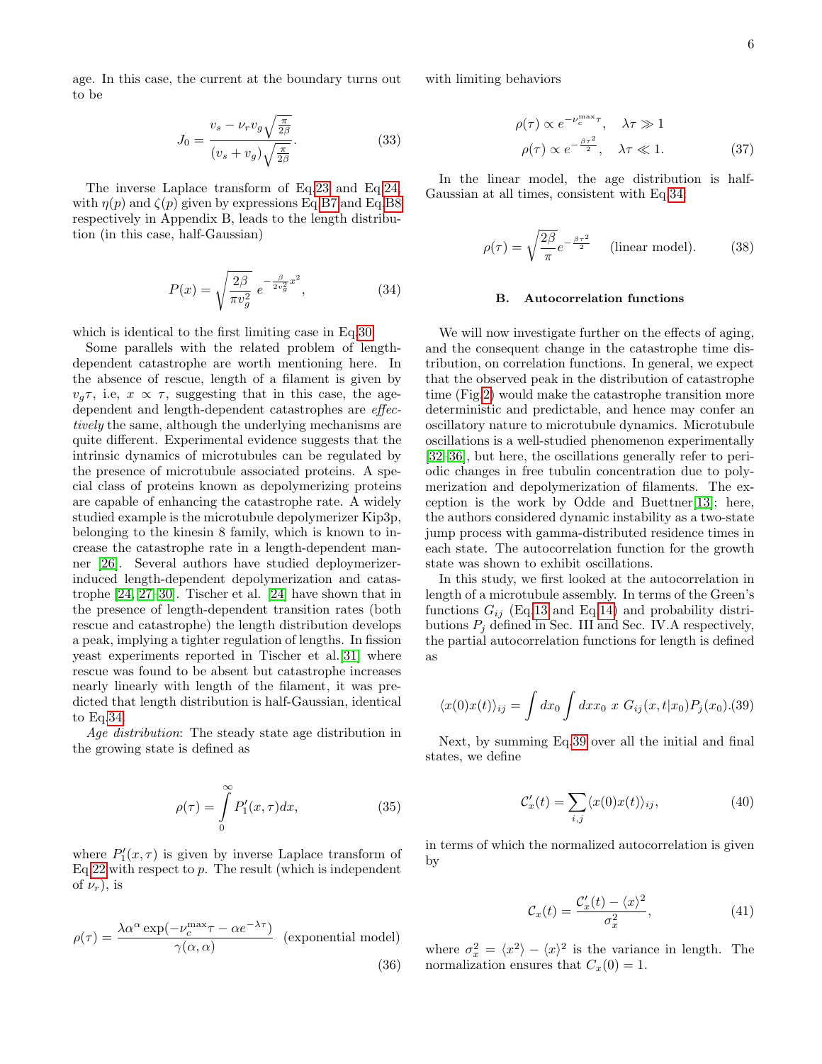age. In this case, the current at the boundary turns out to be

$$J_0 = \frac{v_s - \nu_r v_g \sqrt{\frac{\pi}{2\beta}}}{(v_s + v_g)\sqrt{\frac{\pi}{2\beta}}}. \tag{33}$$

The inverse Laplace transform of Eq.23 and Eq.24, with $\eta(p)$ and $\zeta(p)$ given by expressions Eq.B7 and Eq.B8 respectively in Appendix B, leads to the length distribution (in this case, half-Gaussian)

$$P(x) = \sqrt{\frac{2\beta}{\pi v_g^2}}\, e^{-\frac{\beta}{2v_g^2}x^2}, \tag{34}$$

which is identical to the first limiting case in Eq.30.

Some parallels with the related problem of length-dependent catastrophe are worth mentioning here. In the absence of rescue, length of a filament is given by $v_g\tau$, i.e, $x \propto \tau$, suggesting that in this case, the age-dependent and length-dependent catastrophes are *effectively* the same, although the underlying mechanisms are quite different. Experimental evidence suggests that the intrinsic dynamics of microtubules can be regulated by the presence of microtubule associated proteins. A special class of proteins known as depolymerizing proteins are capable of enhancing the catastrophe rate. A widely studied example is the microtubule depolymerizer Kip3p, belonging to the kinesin 8 family, which is known to increase the catastrophe rate in a length-dependent manner [26]. Several authors have studied deploymerizer-induced length-dependent depolymerization and catastrophe [24, 27–30]. Tischer et al. [24] have shown that in the presence of length-dependent transition rates (both rescue and catastrophe) the length distribution develops a peak, implying a tighter regulation of lengths. In fission yeast experiments reported in Tischer et al.[31] where rescue was found to be absent but catastrophe increases nearly linearly with length of the filament, it was predicted that length distribution is half-Gaussian, identical to Eq.34.

*Age distribution*: The steady state age distribution in the growing state is defined as

$$\rho(\tau) = \int_0^\infty P_1'(x,\tau)dx, \tag{35}$$

where $P_1'(x,\tau)$ is given by inverse Laplace transform of Eq.22 with respect to $p$. The result (which is independent of $\nu_r$), is

$$\rho(\tau) = \frac{\lambda\alpha^\alpha \exp(-\nu_c^{\max}\tau - \alpha e^{-\lambda\tau})}{\gamma(\alpha,\alpha)} \quad \text{(exponential model)} \tag{36}$$

with limiting behaviors

$$\begin{aligned} \rho(\tau) &\propto e^{-\nu_c^{\max}\tau}, \quad \lambda\tau \gg 1 \\ \rho(\tau) &\propto e^{-\frac{\beta\tau^2}{2}}, \quad \lambda\tau \ll 1. \end{aligned} \tag{37}$$

In the linear model, the age distribution is half-Gaussian at all times, consistent with Eq.34:

$$\rho(\tau) = \sqrt{\frac{2\beta}{\pi}} e^{-\frac{\beta\tau^2}{2}} \quad \text{(linear model)}. \tag{38}$$

### B. Autocorrelation functions

We will now investigate further on the effects of aging, and the consequent change in the catastrophe time distribution, on correlation functions. In general, we expect that the observed peak in the distribution of catastrophe time (Fig.2) would make the catastrophe transition more deterministic and predictable, and hence may confer an oscillatory nature to microtubule dynamics. Microtubule oscillations is a well-studied phenomenon experimentally [32–36], but here, the oscillations generally refer to periodic changes in free tubulin concentration due to polymerization and depolymerization of filaments. The exception is the work by Odde and Buettner[13]; here, the authors considered dynamic instability as a two-state jump process with gamma-distributed residence times in each state. The autocorrelation function for the growth state was shown to exhibit oscillations.

In this study, we first looked at the autocorrelation in length of a microtubule assembly. In terms of the Green's functions $G_{ij}$ (Eq.13 and Eq.14) and probability distributions $P_j$ defined in Sec. III and Sec. IV.A respectively, the partial autocorrelation functions for length is defined as

$$\langle x(0)x(t)\rangle_{ij} = \int dx_0 \int dx x_0\ x\ G_{ij}(x,t|x_0)P_j(x_0). \tag{39}$$

Next, by summing Eq.39 over all the initial and final states, we define

$$\mathcal{C}_x'(t) = \sum_{i,j}\langle x(0)x(t)\rangle_{ij}, \tag{40}$$

in terms of which the normalized autocorrelation is given by

$$\mathcal{C}_x(t) = \frac{\mathcal{C}_x'(t) - \langle x\rangle^2}{\sigma_x^2}, \tag{41}$$

where $\sigma_x^2 = \langle x^2\rangle - \langle x\rangle^2$ is the variance in length. The normalization ensures that $C_x(0) = 1$.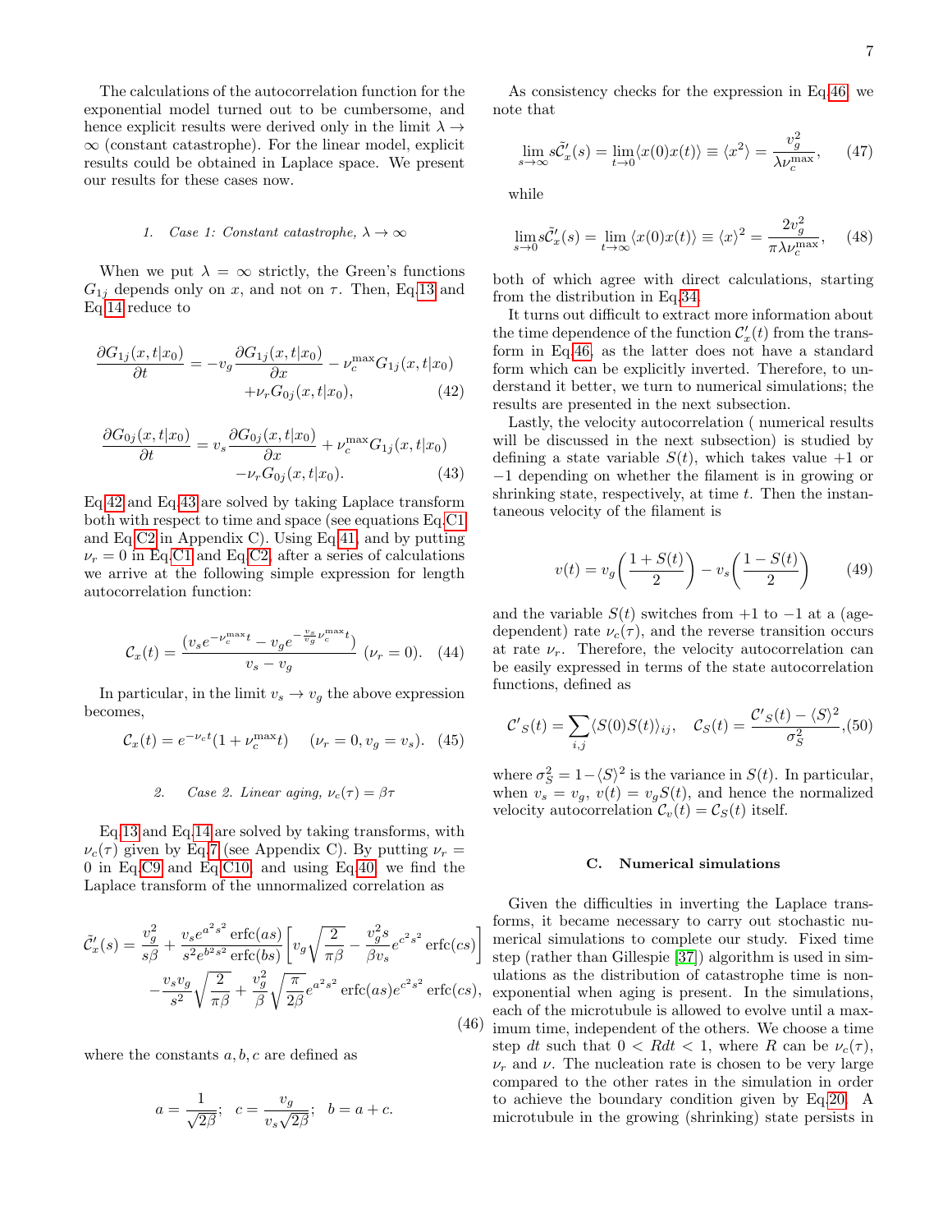The calculations of the autocorrelation function for the exponential model turned out to be cumbersome, and hence explicit results were derived only in the limit $\lambda \to \infty$ (constant catastrophe). For the linear model, explicit results could be obtained in Laplace space. We present our results for these cases now.

#### 1. Case 1: Constant catastrophe, $\lambda \to \infty$

When we put $\lambda = \infty$ strictly, the Green's functions $G_{1j}$ depends only on $x$, and not on $\tau$. Then, Eq.13 and Eq.14 reduce to

$$\frac{\partial G_{1j}(x,t|x_0)}{\partial t} = -v_g \frac{\partial G_{1j}(x,t|x_0)}{\partial x} - \nu_c^{\max} G_{1j}(x,t|x_0) + \nu_r G_{0j}(x,t|x_0), \tag{42}$$

$$\frac{\partial G_{0j}(x,t|x_0)}{\partial t} = v_s \frac{\partial G_{0j}(x,t|x_0)}{\partial x} + \nu_c^{\max} G_{1j}(x,t|x_0) - \nu_r G_{0j}(x,t|x_0). \tag{43}$$

Eq.42 and Eq.43 are solved by taking Laplace transform both with respect to time and space (see equations Eq.C1 and Eq.C2 in Appendix C). Using Eq.41, and by putting $\nu_r = 0$ in Eq.C1 and Eq.C2, after a series of calculations we arrive at the following simple expression for length autocorrelation function:

$$\mathcal{C}_x(t) = \frac{(v_s e^{-\nu_c^{\max} t} - v_g e^{-\frac{v_s}{v_g}\nu_c^{\max} t})}{v_s - v_g} \;\; (\nu_r = 0). \tag{44}$$

In particular, in the limit $v_s \to v_g$ the above expression becomes,

$$\mathcal{C}_x(t) = e^{-\nu_c t}(1 + \nu_c^{\max} t) \quad\;\; (\nu_r = 0, v_g = v_s). \tag{45}$$

#### 2. Case 2. Linear aging, $\nu_c(\tau) = \beta\tau$

Eq.13 and Eq.14 are solved by taking transforms, with $\nu_c(\tau)$ given by Eq.7 (see Appendix C). By putting $\nu_r = 0$ in Eq.C9 and Eq.C10, and using Eq.40, we find the Laplace transform of the unnormalized correlation as

$$\tilde{\mathcal{C}}'_x(s) = \frac{v_g^2}{s\beta} + \frac{v_s e^{a^2s^2}\,\mathrm{erfc}(as)}{s^2 e^{b^2s^2}\,\mathrm{erfc}(bs)}\left[v_g\sqrt{\frac{2}{\pi\beta}} - \frac{v_g^2 s}{\beta v_s} e^{c^2s^2}\,\mathrm{erfc}(cs)\right] - \frac{v_s v_g}{s^2}\sqrt{\frac{2}{\pi\beta}} + \frac{v_g^2}{\beta}\sqrt{\frac{\pi}{2\beta}} e^{a^2s^2}\,\mathrm{erfc}(as) e^{c^2s^2}\,\mathrm{erfc}(cs), \tag{46}$$

where the constants $a, b, c$ are defined as

$$a = \frac{1}{\sqrt{2\beta}}; \quad c = \frac{v_g}{v_s\sqrt{2\beta}}; \quad b = a + c.$$

As consistency checks for the expression in Eq.46, we note that

$$\lim_{s\to\infty} s\tilde{\mathcal{C}}'_x(s) = \lim_{t\to 0}\langle x(0)x(t)\rangle \equiv \langle x^2\rangle = \frac{v_g^2}{\lambda\nu_c^{\max}}, \tag{47}$$

while

$$\lim_{s\to 0} s\tilde{\mathcal{C}}'_x(s) = \lim_{t\to\infty}\langle x(0)x(t)\rangle \equiv \langle x\rangle^2 = \frac{2v_g^2}{\pi\lambda\nu_c^{\max}}, \tag{48}$$

both of which agree with direct calculations, starting from the distribution in Eq.34.

It turns out difficult to extract more information about the time dependence of the function $\mathcal{C}'_x(t)$ from the transform in Eq.46, as the latter does not have a standard form which can be explicitly inverted. Therefore, to understand it better, we turn to numerical simulations; the results are presented in the next subsection.

Lastly, the velocity autocorrelation ( numerical results will be discussed in the next subsection) is studied by defining a state variable $S(t)$, which takes value $+1$ or $-1$ depending on whether the filament is in growing or shrinking state, respectively, at time $t$. Then the instantaneous velocity of the filament is

$$v(t) = v_g\left(\frac{1+S(t)}{2}\right) - v_s\left(\frac{1-S(t)}{2}\right) \tag{49}$$

and the variable $S(t)$ switches from $+1$ to $-1$ at a (age-dependent) rate $\nu_c(\tau)$, and the reverse transition occurs at rate $\nu_r$. Therefore, the velocity autocorrelation can be easily expressed in terms of the state autocorrelation functions, defined as

$$\mathcal{C}'_S(t) = \sum_{i,j}\langle S(0)S(t)\rangle_{ij}, \quad \mathcal{C}_S(t) = \frac{\mathcal{C}'_S(t) - \langle S\rangle^2}{\sigma_S^2}, \tag{50}$$

where $\sigma_S^2 = 1 - \langle S\rangle^2$ is the variance in $S(t)$. In particular, when $v_s = v_g$, $v(t) = v_g S(t)$, and hence the normalized velocity autocorrelation $\mathcal{C}_v(t) = \mathcal{C}_S(t)$ itself.

### C. Numerical simulations

Given the difficulties in inverting the Laplace transforms, it became necessary to carry out stochastic numerical simulations to complete our study. Fixed time step (rather than Gillespie [37]) algorithm is used in simulations as the distribution of catastrophe time is non-exponential when aging is present. In the simulations, each of the microtubule is allowed to evolve until a maximum time, independent of the others. We choose a time step $dt$ such that $0 < Rdt < 1$, where $R$ can be $\nu_c(\tau)$, $\nu_r$ and $\nu$. The nucleation rate is chosen to be very large compared to the other rates in the simulation in order to achieve the boundary condition given by Eq.20. A microtubule in the growing (shrinking) state persists in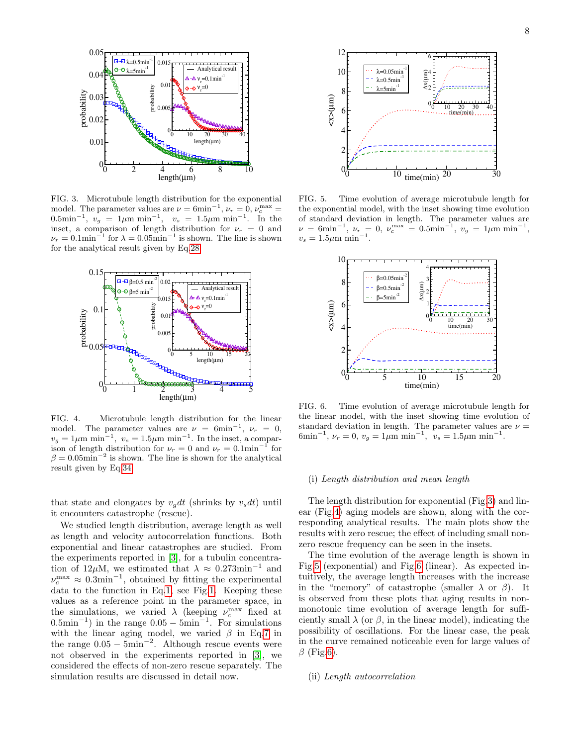FIG. 3. Microtubule length distribution for the exponential model. The parameter values are $\nu = 6\text{min}^{-1}$, $\nu_r = 0$, $\nu_c^{\max} = 0.5\text{min}^{-1}$, $v_g = 1\mu\text{m min}^{-1}$, $v_s = 1.5\mu\text{m min}^{-1}$. In the inset, a comparison of length distribution for $\nu_r = 0$ and $\nu_r = 0.1\text{min}^{-1}$ for $\lambda = 0.05\text{min}^{-1}$ is shown. The line is shown for the analytical result given by Eq.28.

FIG. 4. Microtubule length distribution for the linear model. The parameter values are $\nu = 6\text{min}^{-1}$, $\nu_r = 0$, $v_g = 1\mu\text{m min}^{-1}$, $v_s = 1.5\mu\text{m min}^{-1}$. In the inset, a comparison of length distribution for $\nu_r = 0$ and $\nu_r = 0.1\text{min}^{-1}$ for $\beta = 0.05\text{min}^{-2}$ is shown. The line is shown for the analytical result given by Eq.34.

that state and elongates by $v_g dt$ (shrinks by $v_s dt$) until it encounters catastrophe (rescue).

We studied length distribution, average length as well as length and velocity autocorrelation functions. Both exponential and linear catastrophes are studied. From the experiments reported in [3], for a tubulin concentration of $12\mu$M, we estimated that $\lambda \approx 0.273\text{min}^{-1}$ and $\nu_c^{\max} \approx 0.3\text{min}^{-1}$, obtained by fitting the experimental data to the function in Eq.1, see Fig.1. Keeping these values as a reference point in the parameter space, in the simulations, we varied $\lambda$ (keeping $\nu_c^{\max}$ fixed at $0.5\text{min}^{-1}$) in the range $0.05 - 5\text{min}^{-1}$. For simulations with the linear aging model, we varied $\beta$ in Eq.7 in the range $0.05 - 5\text{min}^{-2}$. Although rescue events were not observed in the experiments reported in [3], we considered the effects of non-zero rescue separately. The simulation results are discussed in detail now.

FIG. 5. Time evolution of average microtubule length for the exponential model, with the inset showing time evolution of standard deviation in length. The parameter values are $\nu = 6\text{min}^{-1}$, $\nu_r = 0$, $\nu_c^{\max} = 0.5\text{min}^{-1}$, $v_g = 1\mu\text{m min}^{-1}$, $v_s = 1.5\mu\text{m min}^{-1}$.

FIG. 6. Time evolution of average microtubule length for the linear model, with the inset showing time evolution of standard deviation in length. The parameter values are $\nu = 6\text{min}^{-1}$, $\nu_r = 0$, $v_g = 1\mu\text{m min}^{-1}$, $v_s = 1.5\mu\text{m min}^{-1}$.

(i) *Length distribution and mean length*

The length distribution for exponential (Fig.3) and linear (Fig.4) aging models are shown, along with the corresponding analytical results. The main plots show the results with zero rescue; the effect of including small non-zero rescue frequency can be seen in the insets.

The time evolution of the average length is shown in Fig.5 (exponential) and Fig.6 (linear). As expected intuitively, the average length increases with the increase in the "memory" of catastrophe (smaller $\lambda$ or $\beta$). It is observed from these plots that aging results in non-monotonic time evolution of average length for sufficiently small $\lambda$ (or $\beta$, in the linear model), indicating the possibility of oscillations. For the linear case, the peak in the curve remained noticeable even for large values of $\beta$ (Fig.6).

(ii) *Length autocorrelation*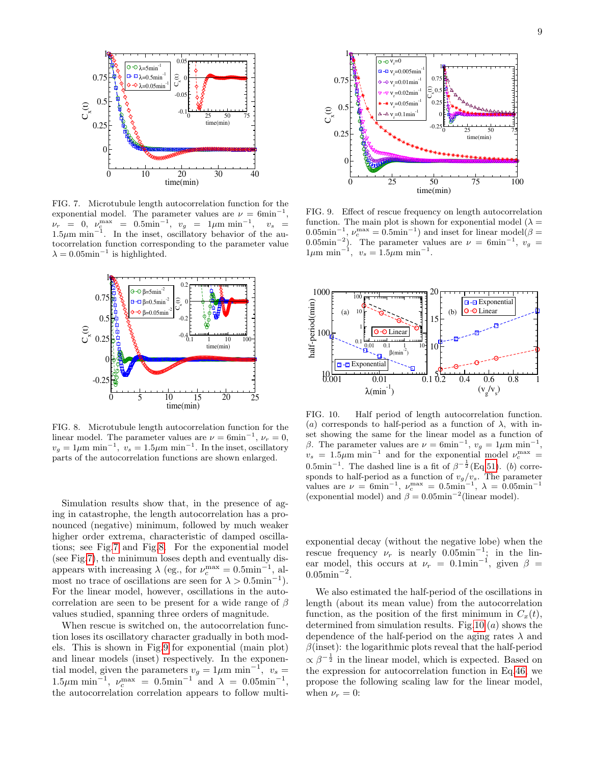FIG. 7. Microtubule length autocorrelation function for the exponential model. The parameter values are $\nu = 6\text{min}^{-1}$, $\nu_r = 0$, $\nu_c^{\max} = 0.5\text{min}^{-1}$, $v_g = 1\mu\text{m min}^{-1}$, $v_s = 1.5\mu\text{m min}^{-1}$. In the inset, oscillatory behavior of the autocorrelation function corresponding to the parameter value $\lambda = 0.05\text{min}^{-1}$ is highlighted.

FIG. 8. Microtubule length autocorrelation function for the linear model. The parameter values are $\nu = 6\text{min}^{-1}$, $\nu_r = 0$, $v_g = 1\mu\text{m min}^{-1}$, $v_s = 1.5\mu\text{m min}^{-1}$. In the inset, oscillatory parts of the autocorrelation functions are shown enlarged.

Simulation results show that, in the presence of aging in catastrophe, the length autocorrelation has a pronounced (negative) minimum, followed by much weaker higher order extrema, characteristic of damped oscillations; see Fig.7 and Fig.8. For the exponential model (see Fig.7), the minimum loses depth and eventually disappears with increasing $\lambda$ (eg., for $\nu_c^{\max} = 0.5\text{min}^{-1}$, almost no trace of oscillations are seen for $\lambda > 0.5\text{min}^{-1}$). For the linear model, however, oscillations in the autocorrelation are seen to be present for a wide range of $\beta$ values studied, spanning three orders of magnitude.

When rescue is switched on, the autocorrelation function loses its oscillatory character gradually in both models. This is shown in Fig.9 for exponential (main plot) and linear models (inset) respectively. In the exponential model, given the parameters $v_g = 1\mu\text{m min}^{-1}$, $v_s = 1.5\mu\text{m min}^{-1}$, $\nu_c^{\max} = 0.5\text{min}^{-1}$ and $\lambda = 0.05\text{min}^{-1}$, the autocorrelation correlation appears to follow multi-exponential decay (without the negative lobe) when the rescue frequency $\nu_r$ is nearly $0.05\text{min}^{-1}$; in the linear model, this occurs at $\nu_r = 0.1\text{min}^{-1}$, given $\beta = 0.05\text{min}^{-2}$.

FIG. 9. Effect of rescue frequency on length autocorrelation function. The main plot is shown for exponential model ($\lambda = 0.05\text{min}^{-1}$, $\nu_c^{\max} = 0.5\text{min}^{-1}$) and inset for linear model ($\beta = 0.05\text{min}^{-2}$). The parameter values are $\nu = 6\text{min}^{-1}$, $v_g = 1\mu\text{m min}^{-1}$, $v_s = 1.5\mu\text{m min}^{-1}$.

FIG. 10. Half period of length autocorrelation function. $(a)$ corresponds to half-period as a function of $\lambda$, with inset showing the same for the linear model as a function of $\beta$. The parameter values are $\nu = 6\text{min}^{-1}$, $v_g = 1\mu\text{m min}^{-1}$, $v_s = 1.5\mu\text{m min}^{-1}$ and for the exponential model $\nu_c^{\max} = 0.5\text{min}^{-1}$. The dashed line is a fit of $\beta^{-\frac{1}{2}}$ (Eq.51). $(b)$ corresponds to half-period as a function of $v_g/v_s$. The parameter values are $\nu = 6\text{min}^{-1}$, $\nu_c^{\max} = 0.5\text{min}^{-1}$, $\lambda = 0.05\text{min}^{-1}$ (exponential model) and $\beta = 0.05\text{min}^{-2}$ (linear model).

We also estimated the half-period of the oscillations in length (about its mean value) from the autocorrelation function, as the position of the first minimum in $C_x(t)$, determined from simulation results. Fig.10$(a)$ shows the dependence of the half-period on the aging rates $\lambda$ and $\beta$(inset): the logarithmic plots reveal that the half-period $\propto \beta^{-\frac{1}{2}}$ in the linear model, which is expected. Based on the expression for autocorrelation function in Eq.46, we propose the following scaling law for the linear model, when $\nu_r = 0$: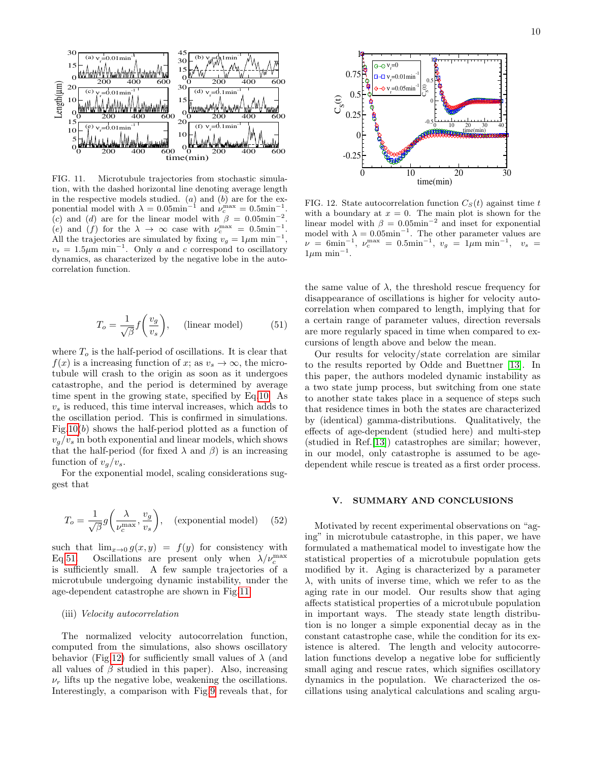FIG. 11. Microtubule trajectories from stochastic simulation, with the dashed horizontal line denoting average length in the respective models studied. $(a)$ and $(b)$ are for the exponential model with $\lambda = 0.05\text{min}^{-1}$ and $\nu_c^{\max} = 0.5\text{min}^{-1}$. $(c)$ and $(d)$ are for the linear model with $\beta = 0.05\text{min}^{-2}$. $(e)$ and $(f)$ for the $\lambda \to \infty$ case with $\nu_c^{\max} = 0.5\text{min}^{-1}$. All the trajectories are simulated by fixing $v_g = 1\mu\text{m min}^{-1}$, $v_s = 1.5\mu\text{m min}^{-1}$. Only $a$ and $c$ correspond to oscillatory dynamics, as characterized by the negative lobe in the autocorrelation function.

$$T_o = \frac{1}{\sqrt{\beta}} f\left(\frac{v_g}{v_s}\right), \quad \text{(linear model)} \tag{51}$$

where $T_o$ is the half-period of oscillations. It is clear that $f(x)$ is a increasing function of $x$; as $v_s \to \infty$, the microtubule will crash to the origin as soon as it undergoes catastrophe, and the period is determined by average time spent in the growing state, specified by Eq.10. As $v_s$ is reduced, this time interval increases, which adds to the oscillation period. This is confirmed in simulations. Fig.10$(b)$ shows the half-period plotted as a function of $v_g/v_s$ in both exponential and linear models, which shows that the half-period (for fixed $\lambda$ and $\beta$) is an increasing function of $v_g/v_s$.

For the exponential model, scaling considerations suggest that

$$T_o = \frac{1}{\sqrt{\beta}} g\left(\frac{\lambda}{\nu_c^{\max}}, \frac{v_g}{v_s}\right), \quad \text{(exponential model)} \tag{52}$$

such that $\lim_{x\to 0} g(x,y) = f(y)$ for consistency with Eq.51. Oscillations are present only when $\lambda/\nu_c^{\max}$ is sufficiently small. A few sample trajectories of a microtubule undergoing dynamic instability, under the age-dependent catastrophe are shown in Fig.11.

(iii) *Velocity autocorrelation*

The normalized velocity autocorrelation function, computed from the simulations, also shows oscillatory behavior (Fig.12) for sufficiently small values of $\lambda$ (and all values of $\beta$ studied in this paper). Also, increasing $\nu_r$ lifts up the negative lobe, weakening the oscillations. Interestingly, a comparison with Fig.9 reveals that, for the same value of $\lambda$, the threshold rescue frequency for disappearance of oscillations is higher for velocity autocorrelation when compared to length, implying that for a certain range of parameter values, direction reversals are more regularly spaced in time when compared to excursions of length above and below the mean.

FIG. 12. State autocorrelation function $C_S(t)$ against time $t$ with a boundary at $x = 0$. The main plot is shown for the linear model with $\beta = 0.05\text{min}^{-2}$ and inset for exponential model with $\lambda = 0.05\text{min}^{-1}$. The other parameter values are $\nu = 6\text{min}^{-1}$, $\nu_c^{\max} = 0.5\text{min}^{-1}$, $v_g = 1\mu\text{m min}^{-1}$, $v_s = 1\mu\text{m min}^{-1}$.

Our results for velocity/state correlation are similar to the results reported by Odde and Buettner [13]. In this paper, the authors modeled dynamic instability as a two state jump process, but switching from one state to another state takes place in a sequence of steps such that residence times in both the states are characterized by (identical) gamma-distributions. Qualitatively, the effects of age-dependent (studied here) and multi-step (studied in Ref.[13]) catastrophes are similar; however, in our model, only catastrophe is assumed to be age-dependent while rescue is treated as a first order process.

## V. SUMMARY AND CONCLUSIONS

Motivated by recent experimental observations on "aging" in microtubule catastrophe, in this paper, we have formulated a mathematical model to investigate how the statistical properties of a microtubule population gets modified by it. Aging is characterized by a parameter $\lambda$, with units of inverse time, which we refer to as the aging rate in our model. Our results show that aging affects statistical properties of a microtubule population in important ways. The steady state length distribution is no longer a simple exponential decay as in the constant catastrophe case, while the condition for its existence is altered. The length and velocity autocorrelation functions develop a negative lobe for sufficiently small aging and rescue rates, which signifies oscillatory dynamics in the population. We characterized the oscillations using analytical calculations and scaling argu-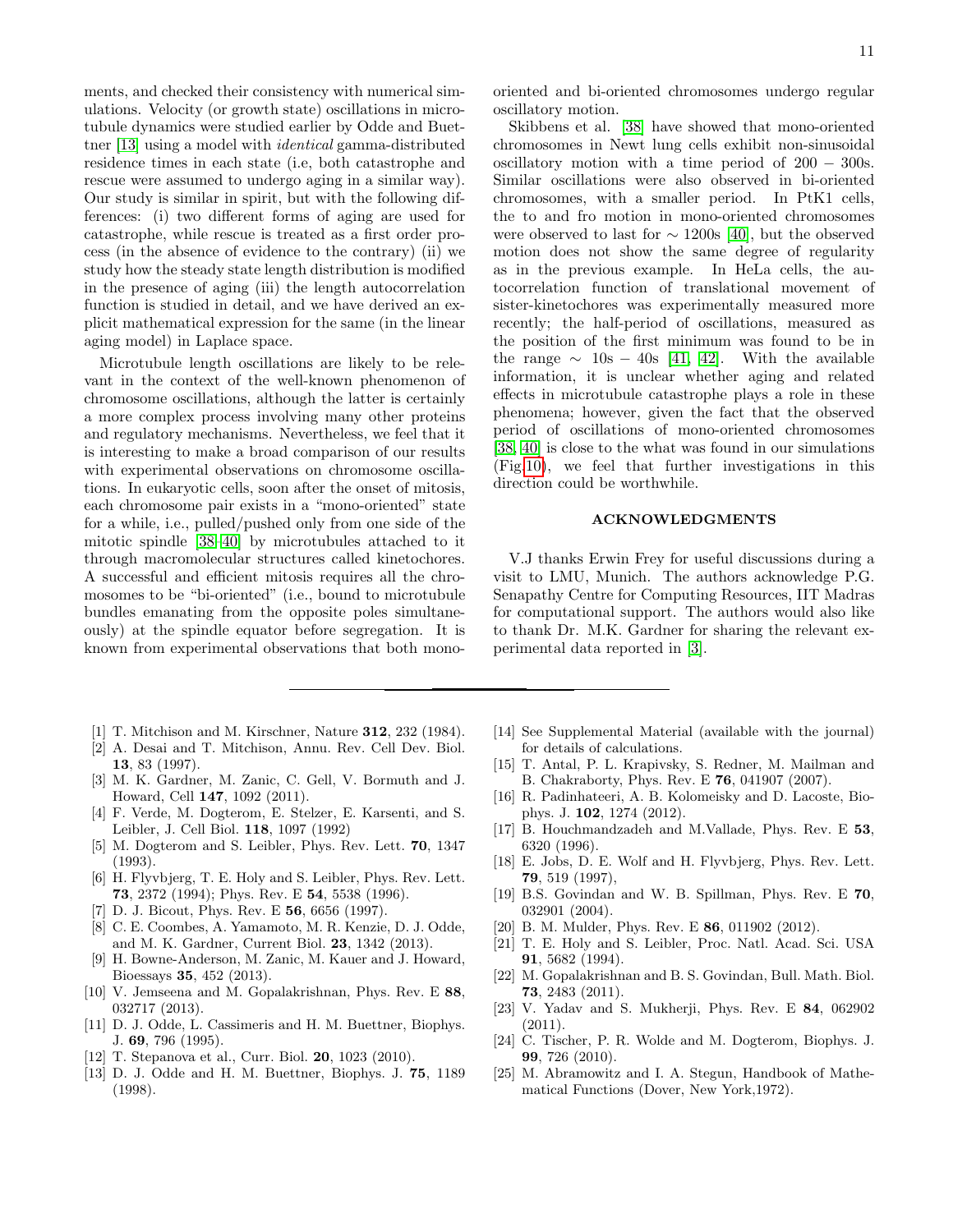ments, and checked their consistency with numerical simulations. Velocity (or growth state) oscillations in microtubule dynamics were studied earlier by Odde and Buettner [13] using a model with *identical* gamma-distributed residence times in each state (i.e, both catastrophe and rescue were assumed to undergo aging in a similar way). Our study is similar in spirit, but with the following differences: (i) two different forms of aging are used for catastrophe, while rescue is treated as a first order process (in the absence of evidence to the contrary) (ii) we study how the steady state length distribution is modified in the presence of aging (iii) the length autocorrelation function is studied in detail, and we have derived an explicit mathematical expression for the same (in the linear aging model) in Laplace space.

Microtubule length oscillations are likely to be relevant in the context of the well-known phenomenon of chromosome oscillations, although the latter is certainly a more complex process involving many other proteins and regulatory mechanisms. Nevertheless, we feel that it is interesting to make a broad comparison of our results with experimental observations on chromosome oscillations. In eukaryotic cells, soon after the onset of mitosis, each chromosome pair exists in a "mono-oriented" state for a while, i.e., pulled/pushed only from one side of the mitotic spindle [38–40] by microtubules attached to it through macromolecular structures called kinetochores. A successful and efficient mitosis requires all the chromosomes to be "bi-oriented" (i.e., bound to microtubule bundles emanating from the opposite poles simultaneously) at the spindle equator before segregation. It is known from experimental observations that both mono-oriented and bi-oriented chromosomes undergo regular oscillatory motion.

Skibbens et al. [38] have showed that mono-oriented chromosomes in Newt lung cells exhibit non-sinusoidal oscillatory motion with a time period of $200-300$s. Similar oscillations were also observed in bi-oriented chromosomes, with a smaller period. In PtK1 cells, the to and fro motion in mono-oriented chromosomes were observed to last for $\sim 1200$s [40], but the observed motion does not show the same degree of regularity as in the previous example. In HeLa cells, the autocorrelation function of translational movement of sister-kinetochores was experimentally measured more recently; the half-period of oscillations, measured as the position of the first minimum was found to be in the range $\sim$ 10s $-$ 40s [41, 42]. With the available information, it is unclear whether aging and related effects in microtubule catastrophe plays a role in these phenomena; however, given the fact that the observed period of oscillations of mono-oriented chromosomes [38, 40] is close to the what was found in our simulations (Fig.10), we feel that further investigations in this direction could be worthwhile.

## ACKNOWLEDGMENTS

V.J thanks Erwin Frey for useful discussions during a visit to LMU, Munich. The authors acknowledge P.G. Senapathy Centre for Computing Resources, IIT Madras for computational support. The authors would also like to thank Dr. M.K. Gardner for sharing the relevant experimental data reported in [3].

---

[1] T. Mitchison and M. Kirschner, Nature **312**, 232 (1984).
[2] A. Desai and T. Mitchison, Annu. Rev. Cell Dev. Biol. **13**, 83 (1997).
[3] M. K. Gardner, M. Zanic, C. Gell, V. Bormuth and J. Howard, Cell **147**, 1092 (2011).
[4] F. Verde, M. Dogterom, E. Stelzer, E. Karsenti, and S. Leibler, J. Cell Biol. **118**, 1097 (1992)
[5] M. Dogterom and S. Leibler, Phys. Rev. Lett. **70**, 1347 (1993).
[6] H. Flyvbjerg, T. E. Holy and S. Leibler, Phys. Rev. Lett. **73**, 2372 (1994); Phys. Rev. E **54**, 5538 (1996).
[7] D. J. Bicout, Phys. Rev. E **56**, 6656 (1997).
[8] C. E. Coombes, A. Yamamoto, M. R. Kenzie, D. J. Odde, and M. K. Gardner, Current Biol. **23**, 1342 (2013).
[9] H. Bowne-Anderson, M. Zanic, M. Kauer and J. Howard, Bioessays **35**, 452 (2013).
[10] V. Jemseena and M. Gopalakrishnan, Phys. Rev. E **88**, 032717 (2013).
[11] D. J. Odde, L. Cassimeris and H. M. Buettner, Biophys. J. **69**, 796 (1995).
[12] T. Stepanova et al., Curr. Biol. **20**, 1023 (2010).
[13] D. J. Odde and H. M. Buettner, Biophys. J. **75**, 1189 (1998).
[14] See Supplemental Material (available with the journal) for details of calculations.
[15] T. Antal, P. L. Krapivsky, S. Redner, M. Mailman and B. Chakraborty, Phys. Rev. E **76**, 041907 (2007).
[16] R. Padinhateeri, A. B. Kolomeisky and D. Lacoste, Biophys. J. **102**, 1274 (2012).
[17] B. Houchmandzadeh and M.Vallade, Phys. Rev. E **53**, 6320 (1996).
[18] E. Jobs, D. E. Wolf and H. Flyvbjerg, Phys. Rev. Lett. **79**, 519 (1997),
[19] B.S. Govindan and W. B. Spillman, Phys. Rev. E **70**, 032901 (2004).
[20] B. M. Mulder, Phys. Rev. E **86**, 011902 (2012).
[21] T. E. Holy and S. Leibler, Proc. Natl. Acad. Sci. USA **91**, 5682 (1994).
[22] M. Gopalakrishnan and B. S. Govindan, Bull. Math. Biol. **73**, 2483 (2011).
[23] V. Yadav and S. Mukherji, Phys. Rev. E **84**, 062902 (2011).
[24] C. Tischer, P. R. Wolde and M. Dogterom, Biophys. J. **99**, 726 (2010).
[25] M. Abramowitz and I. A. Stegun, Handbook of Mathematical Functions (Dover, New York,1972).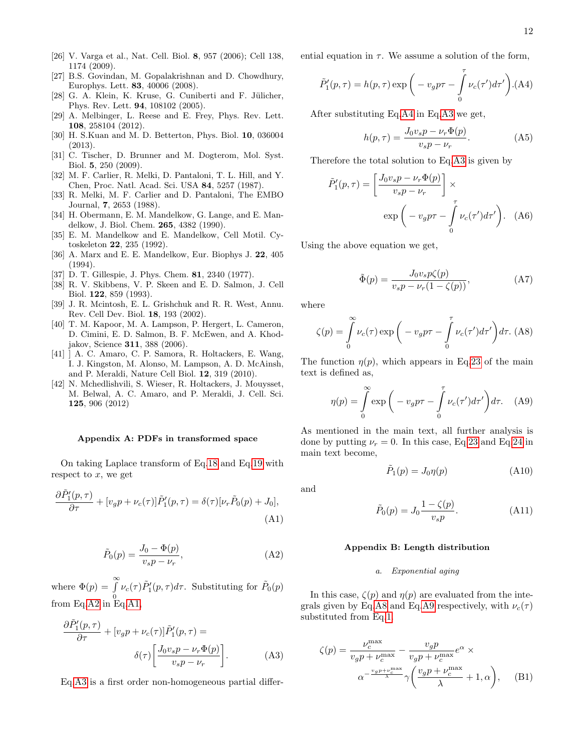[26] V. Varga et al., Nat. Cell. Biol. **8**, 957 (2006); Cell 138, 1174 (2009).

[27] B.S. Govindan, M. Gopalakrishnan and D. Chowdhury, Europhys. Lett. **83**, 40006 (2008).

[28] G. A. Klein, K. Kruse, G. Cuniberti and F. Jülicher, Phys. Rev. Lett. **94**, 108102 (2005).

[29] A. Melbinger, L. Reese and E. Frey, Phys. Rev. Lett. **108**, 258104 (2012).

[30] H. S.Kuan and M. D. Betterton, Phys. Biol. **10**, 036004 (2013).

[31] C. Tischer, D. Brunner and M. Dogterom, Mol. Syst. Biol. **5**, 250 (2009).

[32] M. F. Carlier, R. Melki, D. Pantaloni, T. L. Hill, and Y. Chen, Proc. Natl. Acad. Sci. USA **84**, 5257 (1987).

[33] R. Melki, M. F. Carlier and D. Pantaloni, The EMBO Journal, **7**, 2653 (1988).

[34] H. Obermann, E. M. Mandelkow, G. Lange, and E. Mandelkow, J. Biol. Chem. **265**, 4382 (1990).

[35] E. M. Mandelkow and E. Mandelkow, Cell Motil. Cytoskeleton **22**, 235 (1992).

[36] A. Marx and E. E. Mandelkow, Eur. Biophys J. **22**, 405 (1994).

[37] D. T. Gillespie, J. Phys. Chem. **81**, 2340 (1977).

[38] R. V. Skibbens, V. P. Skeen and E. D. Salmon, J. Cell Biol. **122**, 859 (1993).

[39] J. R. Mcintosh, E. L. Grishchuk and R. R. West, Annu. Rev. Cell Dev. Biol. **18**, 193 (2002).

[40] T. M. Kapoor, M. A. Lampson, P. Hergert, L. Cameron, D. Cimini, E. D. Salmon, B. F. McEwen, and A. Khodjakov, Science **311**, 388 (2006).

[41] ] A. C. Amaro, C. P. Samora, R. Holtackers, E. Wang, I. J. Kingston, M. Alonso, M. Lampson, A. D. McAinsh, and P. Meraldi, Nature Cell Biol. **12**, 319 (2010).

[42] N. Mchedlishvili, S. Wieser, R. Holtackers, J. Mouysset, M. Belwal, A. C. Amaro, and P. Meraldi, J. Cell. Sci. **125**, 906 (2012)

### Appendix A: PDFs in transformed space

On taking Laplace transform of Eq.18 and Eq.19 with respect to $x$, we get

$$\frac{\partial \tilde{P}_1'(p,\tau)}{\partial \tau} + [v_g p + \nu_c(\tau)]\tilde{P}_1'(p,\tau) = \delta(\tau)[\nu_r \tilde{P}_0(p) + J_0], \tag{A1}$$

$$\tilde{P}_0(p) = \frac{J_0 - \Phi(p)}{v_s p - \nu_r}, \tag{A2}$$

where $\Phi(p) = \int_0^\infty \nu_c(\tau)\tilde{P}_1'(p,\tau)d\tau$. Substituting for $\tilde{P}_0(p)$ from Eq.A2 in Eq.A1,

$$\frac{\partial \tilde{P}_1'(p,\tau)}{\partial \tau} + [v_g p + \nu_c(\tau)]\tilde{P}_1'(p,\tau) = \delta(\tau)\left[\frac{J_0 v_s p - \nu_r \Phi(p)}{v_s p - \nu_r}\right]. \tag{A3}$$

Eq.A3 is a first order non-homogeneous partial differential equation in $\tau$. We assume a solution of the form,

$$\tilde{P}_1'(p,\tau) = h(p,\tau)\exp\left( - v_g p\tau - \int_0^\tau \nu_c(\tau')d\tau'\right). \tag{A4}$$

After substituting Eq.A4 in Eq.A3 we get,

$$h(p,\tau) = \frac{J_0 v_s p - \nu_r \Phi(p)}{v_s p - \nu_r}. \tag{A5}$$

Therefore the total solution to Eq.A3 is given by

$$\tilde{P}_1'(p,\tau) = \left[\frac{J_0 v_s p - \nu_r \Phi(p)}{v_s p - \nu_r}\right] \times \exp\left( - v_g p\tau - \int_0^\tau \nu_c(\tau')d\tau'\right). \tag{A6}$$

Using the above equation we get,

$$\tilde{\Phi}(p) = \frac{J_0 v_s p \zeta(p)}{v_s p - \nu_r(1-\zeta(p))}, \tag{A7}$$

where

$$\zeta(p) = \int_0^\infty \nu_c(\tau)\exp\left( - v_g p\tau - \int_0^\tau \nu_c(\tau')d\tau'\right)d\tau. \tag{A8}$$

The function $\eta(p)$, which appears in Eq.23 of the main text is defined as,

$$\eta(p) = \int_0^\infty \exp\left( - v_g p\tau - \int_0^\tau \nu_c(\tau')d\tau'\right)d\tau. \tag{A9}$$

As mentioned in the main text, all further analysis is done by putting $\nu_r = 0$. In this case, Eq.23 and Eq.24 in main text become,

$$\tilde{P}_1(p) = J_0 \eta(p) \tag{A10}$$

and

$$\tilde{P}_0(p) = J_0 \frac{1-\zeta(p)}{v_s p}. \tag{A11}$$

### Appendix B: Length distribution

#### *a. Exponential aging*

In this case, $\zeta(p)$ and $\eta(p)$ are evaluated from the integrals given by Eq.A8 and Eq.A9 respectively, with $\nu_c(\tau)$ substituted from Eq.1.

$$\zeta(p) = \frac{\nu_c^{\max}}{v_g p + \nu_c^{\max}} - \frac{v_g p}{v_g p + \nu_c^{\max}} e^{\alpha} \times \alpha^{-\frac{v_g p + \nu_c^{\max}}{\lambda}} \gamma\left(\frac{v_g p + \nu_c^{\max}}{\lambda} + 1, \alpha\right), \tag{B1}$$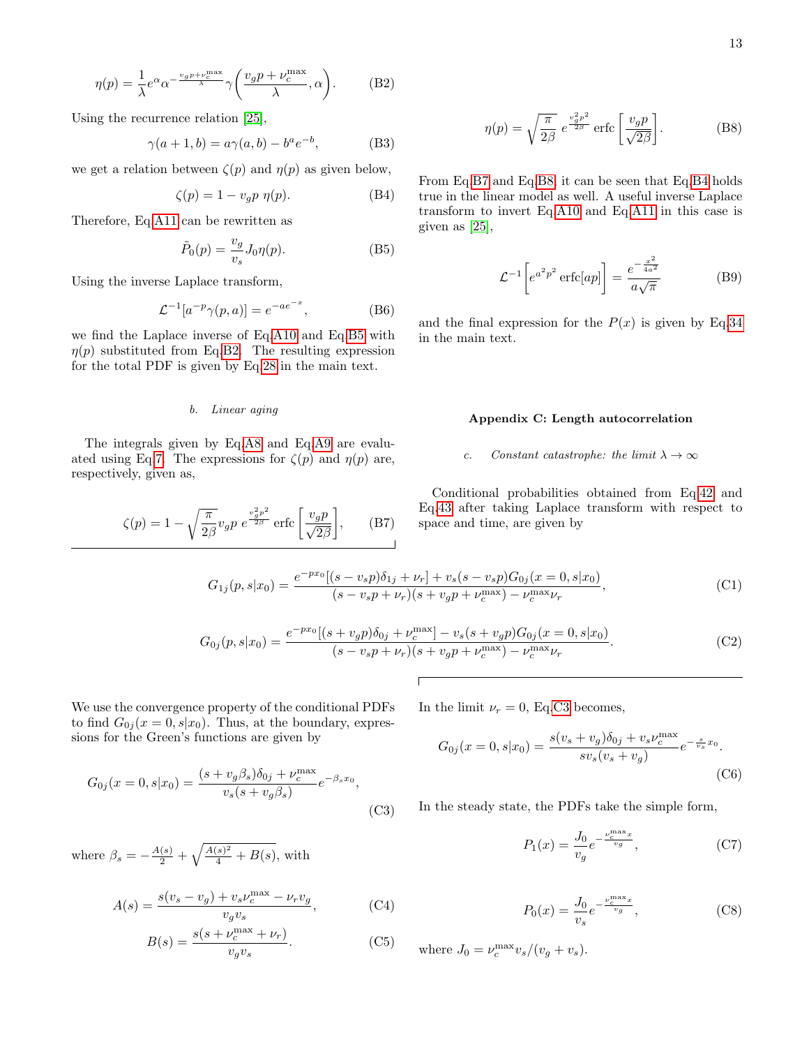$$\eta(p) = \frac{1}{\lambda} e^{\alpha} \alpha^{-\frac{v_g p + \nu_c^{\max}}{\lambda}} \gamma\left(\frac{v_g p + \nu_c^{\max}}{\lambda}, \alpha\right). \tag{B2}$$

Using the recurrence relation [25],

$$\gamma(a+1, b) = a\gamma(a, b) - b^a e^{-b}, \tag{B3}$$

we get a relation between $\zeta(p)$ and $\eta(p)$ as given below,

$$\zeta(p) = 1 - v_g p \ \eta(p). \tag{B4}$$

Therefore, Eq.A11 can be rewritten as

$$\tilde{P}_0(p) = \frac{v_g}{v_s} J_0 \eta(p). \tag{B5}$$

Using the inverse Laplace transform,

$$\mathcal{L}^{-1}[a^{-p}\gamma(p, a)] = e^{-ae^{-x}}, \tag{B6}$$

we find the Laplace inverse of Eq.A10 and Eq.B5 with $\eta(p)$ substituted from Eq.B2. The resulting expression for the total PDF is given by Eq.28 in the main text.

#### b. Linear aging

The integrals given by Eq.A8 and Eq.A9 are evaluated using Eq.7. The expressions for $\zeta(p)$ and $\eta(p)$ are, respectively, given as,

$$\zeta(p) = 1 - \sqrt{\frac{\pi}{2\beta}} v_g p \ e^{\frac{v_g^2 p^2}{2\beta}} \operatorname{erfc}\left[\frac{v_g p}{\sqrt{2\beta}}\right], \tag{B7}$$

$$\eta(p) = \sqrt{\frac{\pi}{2\beta}} \ e^{\frac{v_g^2 p^2}{2\beta}} \operatorname{erfc}\left[\frac{v_g p}{\sqrt{2\beta}}\right]. \tag{B8}$$

From Eq.B7 and Eq.B8, it can be seen that Eq.B4 holds true in the linear model as well. A useful inverse Laplace transform to invert Eq.A10 and Eq.A11 in this case is given as [25],

$$\mathcal{L}^{-1}\left[e^{a^2p^2} \operatorname{erfc}[ap]\right] = \frac{e^{-\frac{x^2}{4a^2}}}{a\sqrt{\pi}} \tag{B9}$$

and the final expression for the $P(x)$ is given by Eq.34 in the main text.

## Appendix C: Length autocorrelation

#### c. Constant catastrophe: the limit $\lambda \to \infty$

Conditional probabilities obtained from Eq.42 and Eq.43 after taking Laplace transform with respect to space and time, are given by

$$G_{1j}(p, s|x_0) = \frac{e^{-px_0}[(s - v_s p)\delta_{1j} + \nu_r] + v_s(s - v_s p)G_{0j}(x = 0, s|x_0)}{(s - v_s p + \nu_r)(s + v_g p + \nu_c^{\max}) - \nu_c^{\max}\nu_r}, \tag{C1}$$

$$G_{0j}(p, s|x_0) = \frac{e^{-px_0}[(s + v_g p)\delta_{0j} + \nu_c^{\max}] - v_s(s + v_g p)G_{0j}(x = 0, s|x_0)}{(s - v_s p + \nu_r)(s + v_g p + \nu_c^{\max}) - \nu_c^{\max}\nu_r}. \tag{C2}$$

We use the convergence property of the conditional PDFs to find $G_{0j}(x = 0, s|x_0)$. Thus, at the boundary, expressions for the Green's functions are given by

$$G_{0j}(x = 0, s|x_0) = \frac{(s + v_g\beta_s)\delta_{0j} + \nu_c^{\max}}{v_s(s + v_g\beta_s)} e^{-\beta_s x_0}, \tag{C3}$$

where $\beta_s = -\frac{A(s)}{2} + \sqrt{\frac{A(s)^2}{4} + B(s)}$, with

$$A(s) = \frac{s(v_s - v_g) + v_s\nu_c^{\max} - \nu_r v_g}{v_g v_s}, \tag{C4}$$

$$B(s) = \frac{s(s + \nu_c^{\max} + \nu_r)}{v_g v_s}. \tag{C5}$$

In the limit $\nu_r = 0$, Eq.C3 becomes,

$$G_{0j}(x = 0, s|x_0) = \frac{s(v_s + v_g)\delta_{0j} + v_s\nu_c^{\max}}{s v_s(v_s + v_g)} e^{-\frac{s}{v_s}x_0}. \tag{C6}$$

In the steady state, the PDFs take the simple form,

$$P_1(x) = \frac{J_0}{v_g} e^{-\frac{\nu_c^{\max} x}{v_g}}, \tag{C7}$$

$$P_0(x) = \frac{J_0}{v_s} e^{-\frac{\nu_c^{\max} x}{v_g}}, \tag{C8}$$

where $J_0 = \nu_c^{\max} v_s/(v_g + v_s)$.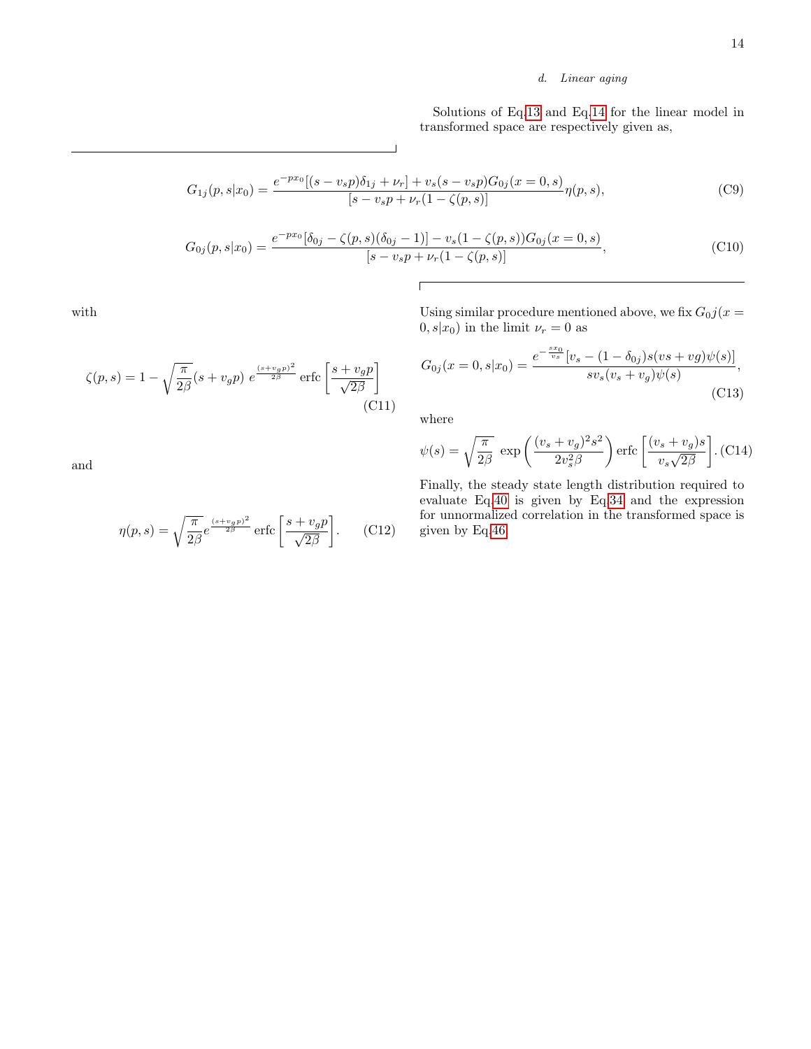#### d. Linear aging

Solutions of Eq.13 and Eq.14 for the linear model in transformed space are respectively given as,

$$G_{1j}(p,s|x_0) = \frac{e^{-px_0}[(s-v_sp)\delta_{1j}+\nu_r]+v_s(s-v_sp)G_{0j}(x=0,s)}{[s-v_sp+\nu_r(1-\zeta(p,s)]}\eta(p,s), \tag{C9}$$

$$G_{0j}(p,s|x_0) = \frac{e^{-px_0}[\delta_{0j}-\zeta(p,s)(\delta_{0j}-1)]-v_s(1-\zeta(p,s))G_{0j}(x=0,s)}{[s-v_sp+\nu_r(1-\zeta(p,s)]}, \tag{C10}$$

with

$$\zeta(p,s) = 1-\sqrt{\frac{\pi}{2\beta}}(s+v_gp)\ e^{\frac{(s+v_gp)^2}{2\beta}}\,\mathrm{erfc}\left[\frac{s+v_gp}{\sqrt{2\beta}}\right] \tag{C11}$$

and

$$\eta(p,s) = \sqrt{\frac{\pi}{2\beta}}e^{\frac{(s+v_gp)^2}{2\beta}}\,\mathrm{erfc}\left[\frac{s+v_gp}{\sqrt{2\beta}}\right]. \tag{C12}$$

Using similar procedure mentioned above, we fix $G_0j(x=0,s|x_0)$ in the limit $\nu_r=0$ as

$$G_{0j}(x=0,s|x_0) = \frac{e^{-\frac{sx_0}{v_s}}[v_s-(1-\delta_{0j})s(vs+vg)\psi(s)]}{sv_s(v_s+v_g)\psi(s)}, \tag{C13}$$

where

$$\psi(s) = \sqrt{\frac{\pi}{2\beta}}\ \exp\left(\frac{(v_s+v_g)^2s^2}{2v_s^2\beta}\right)\mathrm{erfc}\left[\frac{(v_s+v_g)s}{v_s\sqrt{2\beta}}\right]. \tag{C14}$$

Finally, the steady state length distribution required to evaluate Eq.40 is given by Eq.34 and the expression for unnormalized correlation in the transformed space is given by Eq.46.